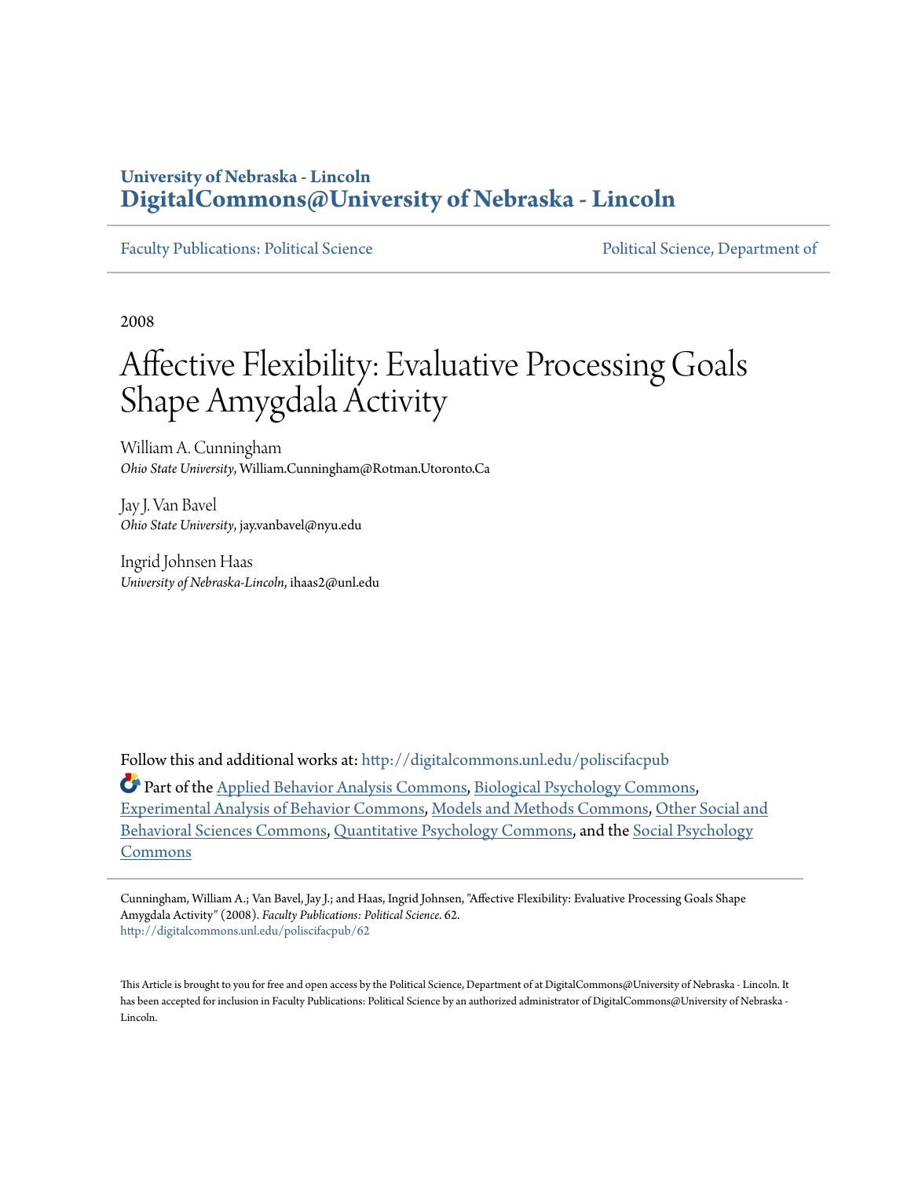**University of Nebraska - Lincoln**
**DigitalCommons@University of Nebraska - Lincoln**

Faculty Publications: Political Science — Political Science, Department of

2008

# Affective Flexibility: Evaluative Processing Goals Shape Amygdala Activity

William A. Cunningham
*Ohio State University*, William.Cunningham@Rotman.Utoronto.Ca

Jay J. Van Bavel
*Ohio State University*, jay.vanbavel@nyu.edu

Ingrid Johnsen Haas
*University of Nebraska-Lincoln*, ihaas2@unl.edu

Follow this and additional works at: http://digitalcommons.unl.edu/poliscifacpub

Part of the Applied Behavior Analysis Commons, Biological Psychology Commons, Experimental Analysis of Behavior Commons, Models and Methods Commons, Other Social and Behavioral Sciences Commons, Quantitative Psychology Commons, and the Social Psychology Commons

Cunningham, William A.; Van Bavel, Jay J.; and Haas, Ingrid Johnsen, "Affective Flexibility: Evaluative Processing Goals Shape Amygdala Activity" (2008). *Faculty Publications: Political Science*. 62.
http://digitalcommons.unl.edu/poliscifacpub/62

This Article is brought to you for free and open access by the Political Science, Department of at DigitalCommons@University of Nebraska - Lincoln. It has been accepted for inclusion in Faculty Publications: Political Science by an authorized administrator of DigitalCommons@University of Nebraska - Lincoln.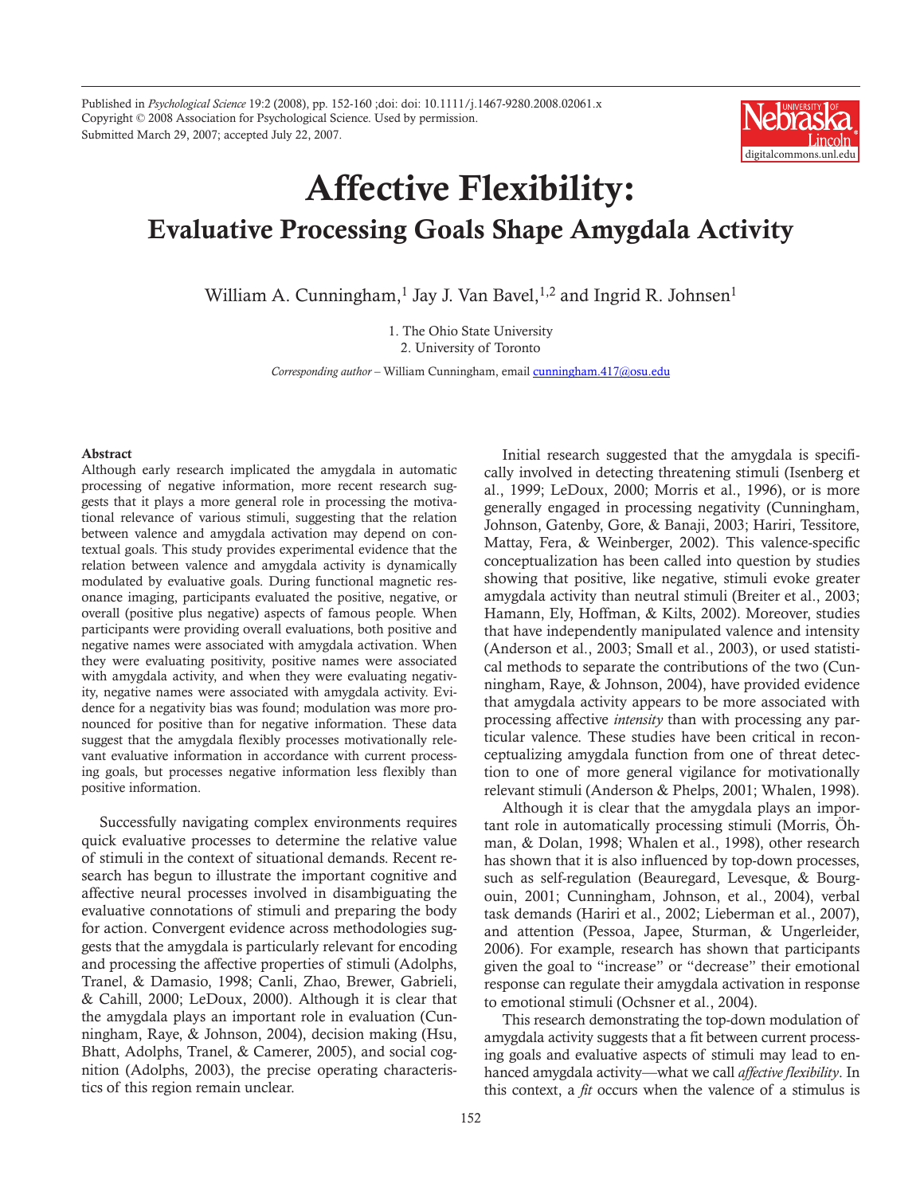Published in *Psychological Science* 19:2 (2008), pp. 152-160 ;doi: doi: 10.1111/j.1467-9280.2008.02061.x
Copyright © 2008 Association for Psychological Science. Used by permission.
Submitted March 29, 2007; accepted July 22, 2007.

# Affective Flexibility:

## Evaluative Processing Goals Shape Amygdala Activity

William A. Cunningham,[1] Jay J. Van Bavel,[1,2] and Ingrid R. Johnsen[1]

1. The Ohio State University
2. University of Toronto

*Corresponding author* – William Cunningham, email cunningham.417@osu.edu

### Abstract

Although early research implicated the amygdala in automatic processing of negative information, more recent research suggests that it plays a more general role in processing the motivational relevance of various stimuli, suggesting that the relation between valence and amygdala activation may depend on contextual goals. This study provides experimental evidence that the relation between valence and amygdala activity is dynamically modulated by evaluative goals. During functional magnetic resonance imaging, participants evaluated the positive, negative, or overall (positive plus negative) aspects of famous people. When participants were providing overall evaluations, both positive and negative names were associated with amygdala activation. When they were evaluating positivity, positive names were associated with amygdala activity, and when they were evaluating negativity, negative names were associated with amygdala activity. Evidence for a negativity bias was found; modulation was more pronounced for positive than for negative information. These data suggest that the amygdala flexibly processes motivationally relevant evaluative information in accordance with current processing goals, but processes negative information less flexibly than positive information.

Successfully navigating complex environments requires quick evaluative processes to determine the relative value of stimuli in the context of situational demands. Recent research has begun to illustrate the important cognitive and affective neural processes involved in disambiguating the evaluative connotations of stimuli and preparing the body for action. Convergent evidence across methodologies suggests that the amygdala is particularly relevant for encoding and processing the affective properties of stimuli (Adolphs, Tranel, & Damasio, 1998; Canli, Zhao, Brewer, Gabrieli, & Cahill, 2000; LeDoux, 2000). Although it is clear that the amygdala plays an important role in evaluation (Cunningham, Raye, & Johnson, 2004), decision making (Hsu, Bhatt, Adolphs, Tranel, & Camerer, 2005), and social cognition (Adolphs, 2003), the precise operating characteristics of this region remain unclear.

Initial research suggested that the amygdala is specifically involved in detecting threatening stimuli (Isenberg et al., 1999; LeDoux, 2000; Morris et al., 1996), or is more generally engaged in processing negativity (Cunningham, Johnson, Gatenby, Gore, & Banaji, 2003; Hariri, Tessitore, Mattay, Fera, & Weinberger, 2002). This valence-specific conceptualization has been called into question by studies showing that positive, like negative, stimuli evoke greater amygdala activity than neutral stimuli (Breiter et al., 2003; Hamann, Ely, Hoffman, & Kilts, 2002). Moreover, studies that have independently manipulated valence and intensity (Anderson et al., 2003; Small et al., 2003), or used statistical methods to separate the contributions of the two (Cunningham, Raye, & Johnson, 2004), have provided evidence that amygdala activity appears to be more associated with processing affective *intensity* than with processing any particular valence. These studies have been critical in reconceptualizing amygdala function from one of threat detection to one of more general vigilance for motivationally relevant stimuli (Anderson & Phelps, 2001; Whalen, 1998).

Although it is clear that the amygdala plays an important role in automatically processing stimuli (Morris, Öhman, & Dolan, 1998; Whalen et al., 1998), other research has shown that it is also influenced by top-down processes, such as self-regulation (Beauregard, Levesque, & Bourgouin, 2001; Cunningham, Johnson, et al., 2004), verbal task demands (Hariri et al., 2002; Lieberman et al., 2007), and attention (Pessoa, Japee, Sturman, & Ungerleider, 2006). For example, research has shown that participants given the goal to "increase" or "decrease" their emotional response can regulate their amygdala activation in response to emotional stimuli (Ochsner et al., 2004).

This research demonstrating the top-down modulation of amygdala activity suggests that a fit between current processing goals and evaluative aspects of stimuli may lead to enhanced amygdala activity—what we call *affective flexibility*. In this context, a *fit* occurs when the valence of a stimulus is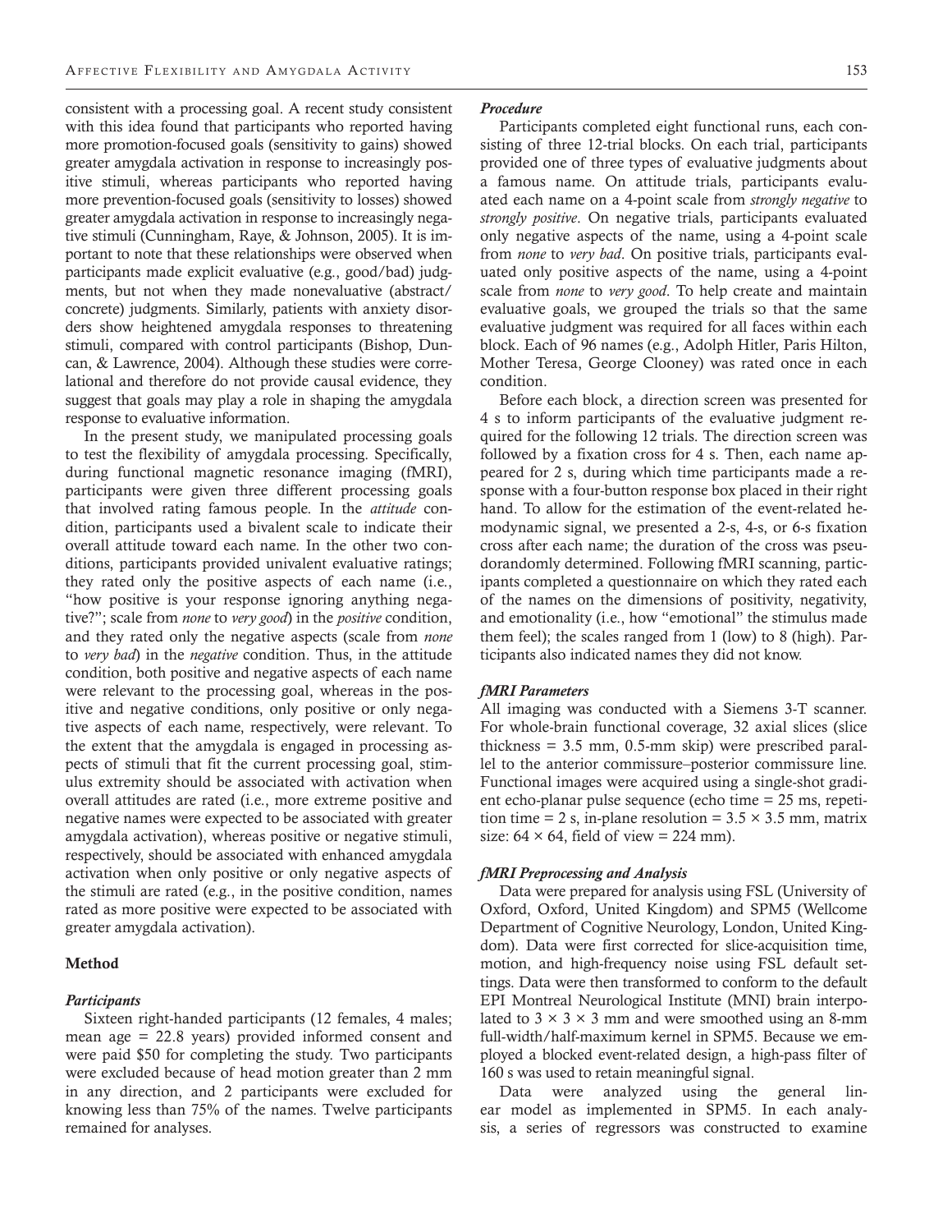consistent with a processing goal. A recent study consistent with this idea found that participants who reported having more promotion-focused goals (sensitivity to gains) showed greater amygdala activation in response to increasingly positive stimuli, whereas participants who reported having more prevention-focused goals (sensitivity to losses) showed greater amygdala activation in response to increasingly negative stimuli (Cunningham, Raye, & Johnson, 2005). It is important to note that these relationships were observed when participants made explicit evaluative (e.g., good/bad) judgments, but not when they made nonevaluative (abstract/concrete) judgments. Similarly, patients with anxiety disorders show heightened amygdala responses to threatening stimuli, compared with control participants (Bishop, Duncan, & Lawrence, 2004). Although these studies were correlational and therefore do not provide causal evidence, they suggest that goals may play a role in shaping the amygdala response to evaluative information.

In the present study, we manipulated processing goals to test the flexibility of amygdala processing. Specifically, during functional magnetic resonance imaging (fMRI), participants were given three different processing goals that involved rating famous people. In the *attitude* condition, participants used a bivalent scale to indicate their overall attitude toward each name. In the other two conditions, participants provided univalent evaluative ratings; they rated only the positive aspects of each name (i.e., "how positive is your response ignoring anything negative?"; scale from *none* to *very good*) in the *positive* condition, and they rated only the negative aspects (scale from *none* to *very bad*) in the *negative* condition. Thus, in the attitude condition, both positive and negative aspects of each name were relevant to the processing goal, whereas in the positive and negative conditions, only positive or only negative aspects of each name, respectively, were relevant. To the extent that the amygdala is engaged in processing aspects of stimuli that fit the current processing goal, stimulus extremity should be associated with activation when overall attitudes are rated (i.e., more extreme positive and negative names were expected to be associated with greater amygdala activation), whereas positive or negative stimuli, respectively, should be associated with enhanced amygdala activation when only positive or only negative aspects of the stimuli are rated (e.g., in the positive condition, names rated as more positive were expected to be associated with greater amygdala activation).

## Method

### *Participants*

Sixteen right-handed participants (12 females, 4 males; mean age = 22.8 years) provided informed consent and were paid $50 for completing the study. Two participants were excluded because of head motion greater than 2 mm in any direction, and 2 participants were excluded for knowing less than 75% of the names. Twelve participants remained for analyses.

### *Procedure*

Participants completed eight functional runs, each consisting of three 12-trial blocks. On each trial, participants provided one of three types of evaluative judgments about a famous name. On attitude trials, participants evaluated each name on a 4-point scale from *strongly negative* to *strongly positive*. On negative trials, participants evaluated only negative aspects of the name, using a 4-point scale from *none* to *very bad*. On positive trials, participants evaluated only positive aspects of the name, using a 4-point scale from *none* to *very good*. To help create and maintain evaluative goals, we grouped the trials so that the same evaluative judgment was required for all faces within each block. Each of 96 names (e.g., Adolph Hitler, Paris Hilton, Mother Teresa, George Clooney) was rated once in each condition.

Before each block, a direction screen was presented for 4 s to inform participants of the evaluative judgment required for the following 12 trials. The direction screen was followed by a fixation cross for 4 s. Then, each name appeared for 2 s, during which time participants made a response with a four-button response box placed in their right hand. To allow for the estimation of the event-related hemodynamic signal, we presented a 2-s, 4-s, or 6-s fixation cross after each name; the duration of the cross was pseudorandomly determined. Following fMRI scanning, participants completed a questionnaire on which they rated each of the names on the dimensions of positivity, negativity, and emotionality (i.e., how "emotional" the stimulus made them feel); the scales ranged from 1 (low) to 8 (high). Participants also indicated names they did not know.

### *fMRI Parameters*

All imaging was conducted with a Siemens 3-T scanner. For whole-brain functional coverage, 32 axial slices (slice thickness = 3.5 mm, 0.5-mm skip) were prescribed parallel to the anterior commissure–posterior commissure line. Functional images were acquired using a single-shot gradient echo-planar pulse sequence (echo time = 25 ms, repetition time = 2 s, in-plane resolution = 3.5 × 3.5 mm, matrix size: 64 × 64, field of view = 224 mm).

### *fMRI Preprocessing and Analysis*

Data were prepared for analysis using FSL (University of Oxford, Oxford, United Kingdom) and SPM5 (Wellcome Department of Cognitive Neurology, London, United Kingdom). Data were first corrected for slice-acquisition time, motion, and high-frequency noise using FSL default settings. Data were then transformed to conform to the default EPI Montreal Neurological Institute (MNI) brain interpolated to 3 × 3 × 3 mm and were smoothed using an 8-mm full-width/half-maximum kernel in SPM5. Because we employed a blocked event-related design, a high-pass filter of 160 s was used to retain meaningful signal.

Data were analyzed using the general linear model as implemented in SPM5. In each analysis, a series of regressors was constructed to examine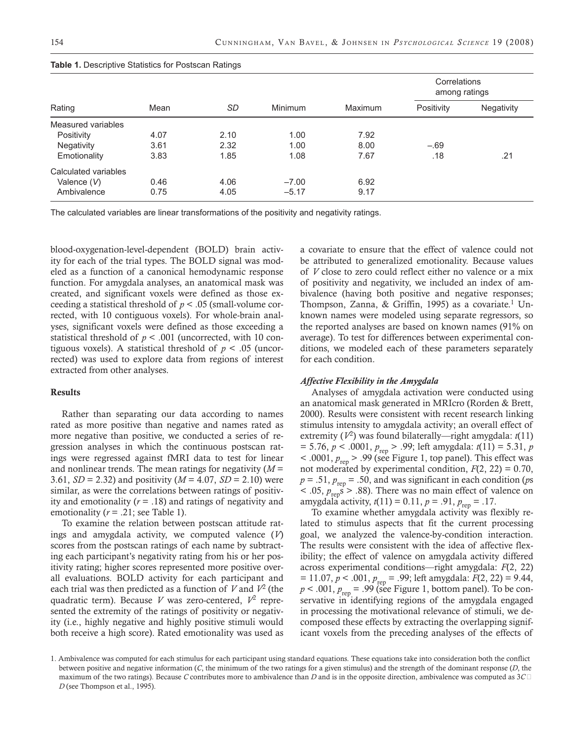**Table 1.** Descriptive Statistics for Postscan Ratings

| Rating | Mean | *SD* | Minimum | Maximum | Correlations among ratings | |
|---|---|---|---|---|---|---|
| | | | | | Positivity | Negativity |
| Measured variables | | | | | | |
| Positivity | 4.07 | 2.10 | 1.00 | 7.92 | | |
| Negativity | 3.61 | 2.32 | 1.00 | 8.00 | –.69 | |
| Emotionality | 3.83 | 1.85 | 1.08 | 7.67 | .18 | .21 |
| Calculated variables | | | | | | |
| Valence ($V$) | 0.46 | 4.06 | –7.00 | 6.92 | | |
| Ambivalence | 0.75 | 4.05 | –5.17 | 9.17 | | |

The calculated variables are linear transformations of the positivity and negativity ratings.

blood-oxygenation-level-dependent (BOLD) brain activity for each of the trial types. The BOLD signal was modeled as a function of a canonical hemodynamic response function. For amygdala analyses, an anatomical mask was created, and significant voxels were defined as those exceeding a statistical threshold of $p < .05$ (small-volume corrected, with 10 contiguous voxels). For whole-brain analyses, significant voxels were defined as those exceeding a statistical threshold of $p < .001$ (uncorrected, with 10 contiguous voxels). A statistical threshold of $p < .05$ (uncorrected) was used to explore data from regions of interest extracted from other analyses.

### Results

Rather than separating our data according to names rated as more positive than negative and names rated as more negative than positive, we conducted a series of regression analyses in which the continuous postscan ratings were regressed against fMRI data to test for linear and nonlinear trends. The mean ratings for negativity ($M$ = 3.61, $SD$ = 2.32) and positivity ($M$ = 4.07, $SD$ = 2.10) were similar, as were the correlations between ratings of positivity and emotionality ($r$ = .18) and ratings of negativity and emotionality ($r$ = .21; see Table 1).

To examine the relation between postscan attitude ratings and amygdala activity, we computed valence ($V$) scores from the postscan ratings of each name by subtracting each participant's negativity rating from his or her positivity rating; higher scores represented more positive overall evaluations. BOLD activity for each participant and each trial was then predicted as a function of $V$ and $V^2$ (the quadratic term). Because $V$ was zero-centered, $V^2$ represented the extremity of the ratings of positivity or negativity (i.e., highly negative and highly positive stimuli would both receive a high score). Rated emotionality was used as a covariate to ensure that the effect of valence could not be attributed to generalized emotionality. Because values of $V$ close to zero could reflect either no valence or a mix of positivity and negativity, we included an index of ambivalence (having both positive and negative responses; Thompson, Zanna, & Griffin, 1995) as a covariate.[1] Unknown names were modeled using separate regressors, so the reported analyses are based on known names (91% on average). To test for differences between experimental conditions, we modeled each of these parameters separately for each condition.

#### *Affective Flexibility in the Amygdala*

Analyses of amygdala activation were conducted using an anatomical mask generated in MRIcro (Rorden & Brett, 2000). Results were consistent with recent research linking stimulus intensity to amygdala activity; an overall effect of extremity ($V^2$) was found bilaterally—right amygdala: $t(11) = 5.76$, $p < .0001$, $p_{rep} > .99$; left amygdala: $t(11) = 5.31$, $p < .0001$, $p_{rep} > .99$ (see Figure 1, top panel). This effect was not moderated by experimental condition, $F(2, 22) = 0.70$, $p = .51$, $p_{rep} = .50$, and was significant in each condition ($p$s $< .05$, $p_{rep}$s $> .88$). There was no main effect of valence on amygdala activity, $t(11) = 0.11$, $p = .91$, $p_{rep} = .17$.

To examine whether amygdala activity was flexibly related to stimulus aspects that fit the current processing goal, we analyzed the valence-by-condition interaction. The results were consistent with the idea of affective flexibility; the effect of valence on amygdala activity differed across experimental conditions—right amygdala: $F(2, 22) = 11.07$, $p < .001$, $p_{rep} = .99$; left amygdala: $F(2, 22) = 9.44$, $p < .001$, $p_{rep} = .99$ (see Figure 1, bottom panel). To be conservative in identifying regions of the amygdala engaged in processing the motivational relevance of stimuli, we decomposed these effects by extracting the overlapping significant voxels from the preceding analyses of the effects of

1. Ambivalence was computed for each stimulus for each participant using standard equations. These equations take into consideration both the conflict between positive and negative information ($C$, the minimum of the two ratings for a given stimulus) and the strength of the dominant response ($D$, the maximum of the two ratings). Because $C$ contributes more to ambivalence than $D$ and is in the opposite direction, ambivalence was computed as $3C$ □ $D$ (see Thompson et al., 1995).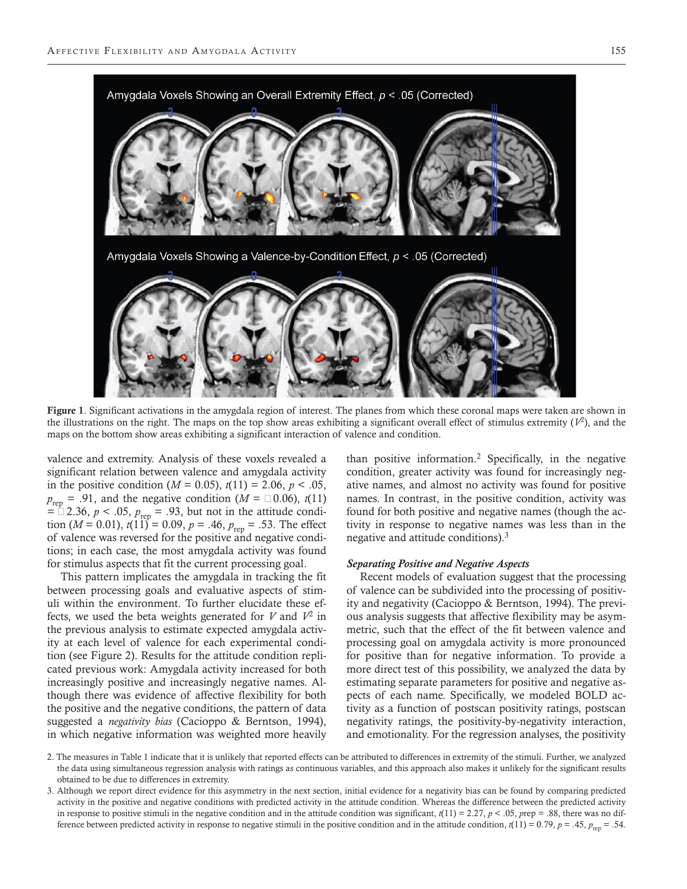Amygdala Voxels Showing an Overall Extremity Effect, $p < .05$ (Corrected)

Amygdala Voxels Showing a Valence-by-Condition Effect, $p < .05$ (Corrected)

**Figure 1**. Significant activations in the amygdala region of interest. The planes from which these coronal maps were taken are shown in the illustrations on the right. The maps on the top show areas exhibiting a significant overall effect of stimulus extremity ($V^2$), and the maps on the bottom show areas exhibiting a significant interaction of valence and condition.

valence and extremity. Analysis of these voxels revealed a significant relation between valence and amygdala activity in the positive condition ($M = 0.05$), $t(11) = 2.06$, $p < .05$, $p_{rep} = .91$, and the negative condition ($M = −0.06$), $t(11) = −2.36$, $p < .05$, $p_{rep} = .93$, but not in the attitude condition ($M = 0.01$), $t(11) = 0.09$, $p = .46$, $p_{rep} = .53$. The effect of valence was reversed for the positive and negative conditions; in each case, the most amygdala activity was found for stimulus aspects that fit the current processing goal.

This pattern implicates the amygdala in tracking the fit between processing goals and evaluative aspects of stimuli within the environment. To further elucidate these effects, we used the beta weights generated for $V$ and $V^2$ in the previous analysis to estimate expected amygdala activity at each level of valence for each experimental condition (see Figure 2). Results for the attitude condition replicated previous work: Amygdala activity increased for both increasingly positive and increasingly negative names. Although there was evidence of affective flexibility for both the positive and the negative conditions, the pattern of data suggested a *negativity bias* (Cacioppo & Berntson, 1994), in which negative information was weighted more heavily than positive information.[2] Specifically, in the negative condition, greater activity was found for increasingly negative names, and almost no activity was found for positive names. In contrast, in the positive condition, activity was found for both positive and negative names (though the activity in response to negative names was less than in the negative and attitude conditions).[3]

### *Separating Positive and Negative Aspects*

Recent models of evaluation suggest that the processing of valence can be subdivided into the processing of positivity and negativity (Cacioppo & Berntson, 1994). The previous analysis suggests that affective flexibility may be asymmetric, such that the effect of the fit between valence and processing goal on amygdala activity is more pronounced for positive than for negative information. To provide a more direct test of this possibility, we analyzed the data by estimating separate parameters for positive and negative aspects of each name. Specifically, we modeled BOLD activity as a function of postscan positivity ratings, postscan negativity ratings, the positivity-by-negativity interaction, and emotionality. For the regression analyses, the positivity

2. The measures in Table 1 indicate that it is unlikely that reported effects can be attributed to differences in extremity of the stimuli. Further, we analyzed the data using simultaneous regression analysis with ratings as continuous variables, and this approach also makes it unlikely for the significant results obtained to be due to differences in extremity.

3. Although we report direct evidence for this asymmetry in the next section, initial evidence for a negativity bias can be found by comparing predicted activity in the positive and negative conditions with predicted activity in the attitude condition. Whereas the difference between the predicted activity in response to positive stimuli in the negative condition and in the attitude condition was significant, $t(11) = 2.27$, $p < .05$, $p$rep = .88, there was no difference between predicted activity in response to negative stimuli in the positive condition and in the attitude condition, $t(11) = 0.79$, $p = .45$, $p_{rep} = .54$.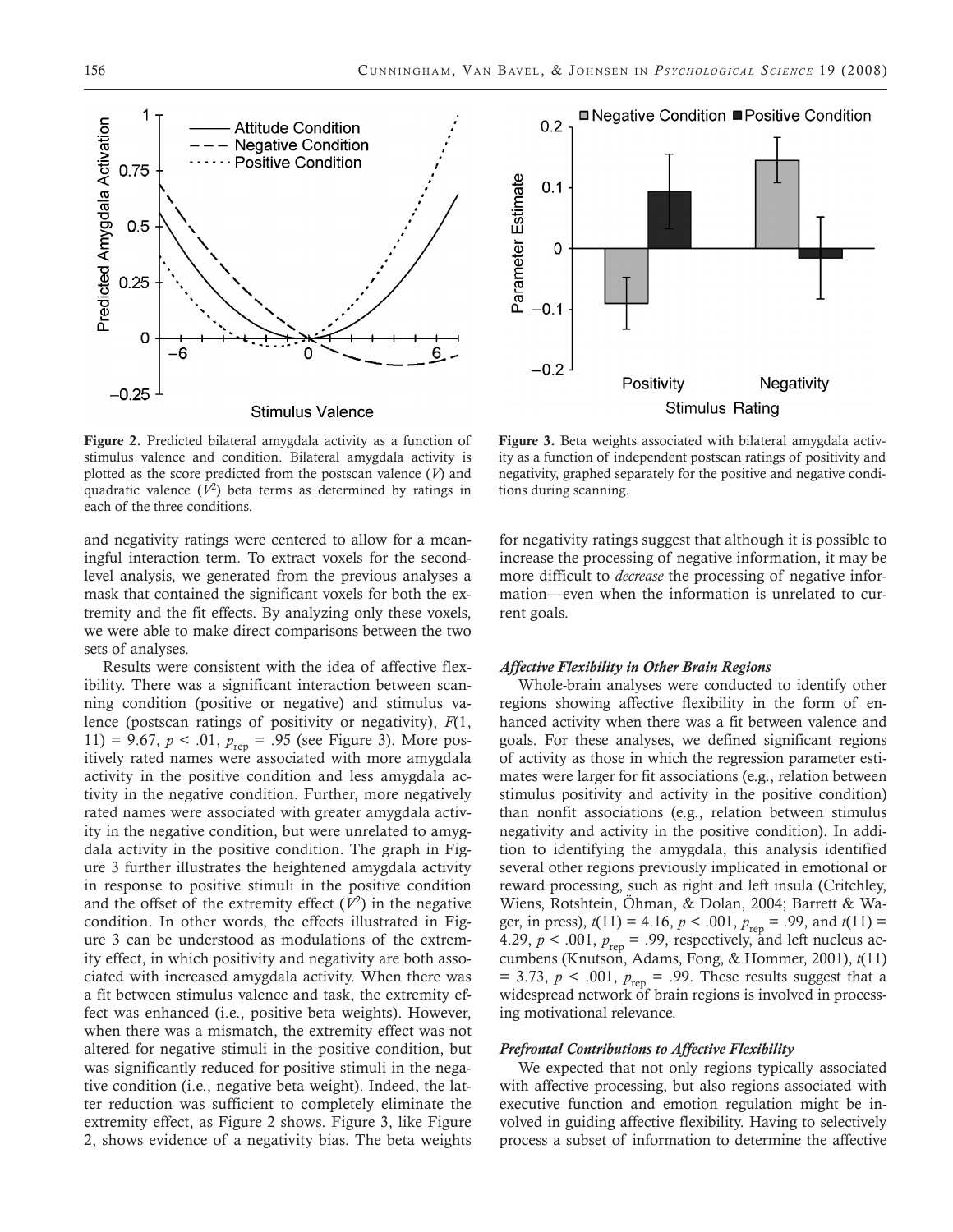**Figure 2.** Predicted bilateral amygdala activity as a function of stimulus valence and condition. Bilateral amygdala activity is plotted as the score predicted from the postscan valence ($V$) and quadratic valence ($V^2$) beta terms as determined by ratings in each of the three conditions.

**Figure 3.** Beta weights associated with bilateral amygdala activity as a function of independent postscan ratings of positivity and negativity, graphed separately for the positive and negative conditions during scanning.

and negativity ratings were centered to allow for a meaningful interaction term. To extract voxels for the second-level analysis, we generated from the previous analyses a mask that contained the significant voxels for both the extremity and the fit effects. By analyzing only these voxels, we were able to make direct comparisons between the two sets of analyses.

Results were consistent with the idea of affective flexibility. There was a significant interaction between scanning condition (positive or negative) and stimulus valence (postscan ratings of positivity or negativity), $F(1, 11) = 9.67$, $p < .01$, $p_{rep} = .95$ (see Figure 3). More positively rated names were associated with more amygdala activity in the positive condition and less amygdala activity in the negative condition. Further, more negatively rated names were associated with greater amygdala activity in the negative condition, but were unrelated to amygdala activity in the positive condition. The graph in Figure 3 further illustrates the heightened amygdala activity in response to positive stimuli in the positive condition and the offset of the extremity effect ($V^2$) in the negative condition. In other words, the effects illustrated in Figure 3 can be understood as modulations of the extremity effect, in which positivity and negativity are both associated with increased amygdala activity. When there was a fit between stimulus valence and task, the extremity effect was enhanced (i.e., positive beta weights). However, when there was a mismatch, the extremity effect was not altered for negative stimuli in the positive condition, but was significantly reduced for positive stimuli in the negative condition (i.e., negative beta weight). Indeed, the latter reduction was sufficient to completely eliminate the extremity effect, as Figure 2 shows. Figure 3, like Figure 2, shows evidence of a negativity bias. The beta weights for negativity ratings suggest that although it is possible to increase the processing of negative information, it may be more difficult to *decrease* the processing of negative information—even when the information is unrelated to current goals.

### *Affective Flexibility in Other Brain Regions*

Whole-brain analyses were conducted to identify other regions showing affective flexibility in the form of enhanced activity when there was a fit between valence and goals. For these analyses, we defined significant regions of activity as those in which the regression parameter estimates were larger for fit associations (e.g., relation between stimulus positivity and activity in the positive condition) than nonfit associations (e.g., relation between stimulus negativity and activity in the positive condition). In addition to identifying the amygdala, this analysis identified several other regions previously implicated in emotional or reward processing, such as right and left insula (Critchley, Wiens, Rotshtein, Öhman, & Dolan, 2004; Barrett & Wager, in press), $t(11) = 4.16$, $p < .001$, $p_{rep} = .99$, and $t(11) = 4.29$, $p < .001$, $p_{rep} = .99$, respectively, and left nucleus accumbens (Knutson, Adams, Fong, & Hommer, 2001), $t(11) = 3.73$, $p < .001$, $p_{rep} = .99$. These results suggest that a widespread network of brain regions is involved in processing motivational relevance.

### *Prefrontal Contributions to Affective Flexibility*

We expected that not only regions typically associated with affective processing, but also regions associated with executive function and emotion regulation might be involved in guiding affective flexibility. Having to selectively process a subset of information to determine the affective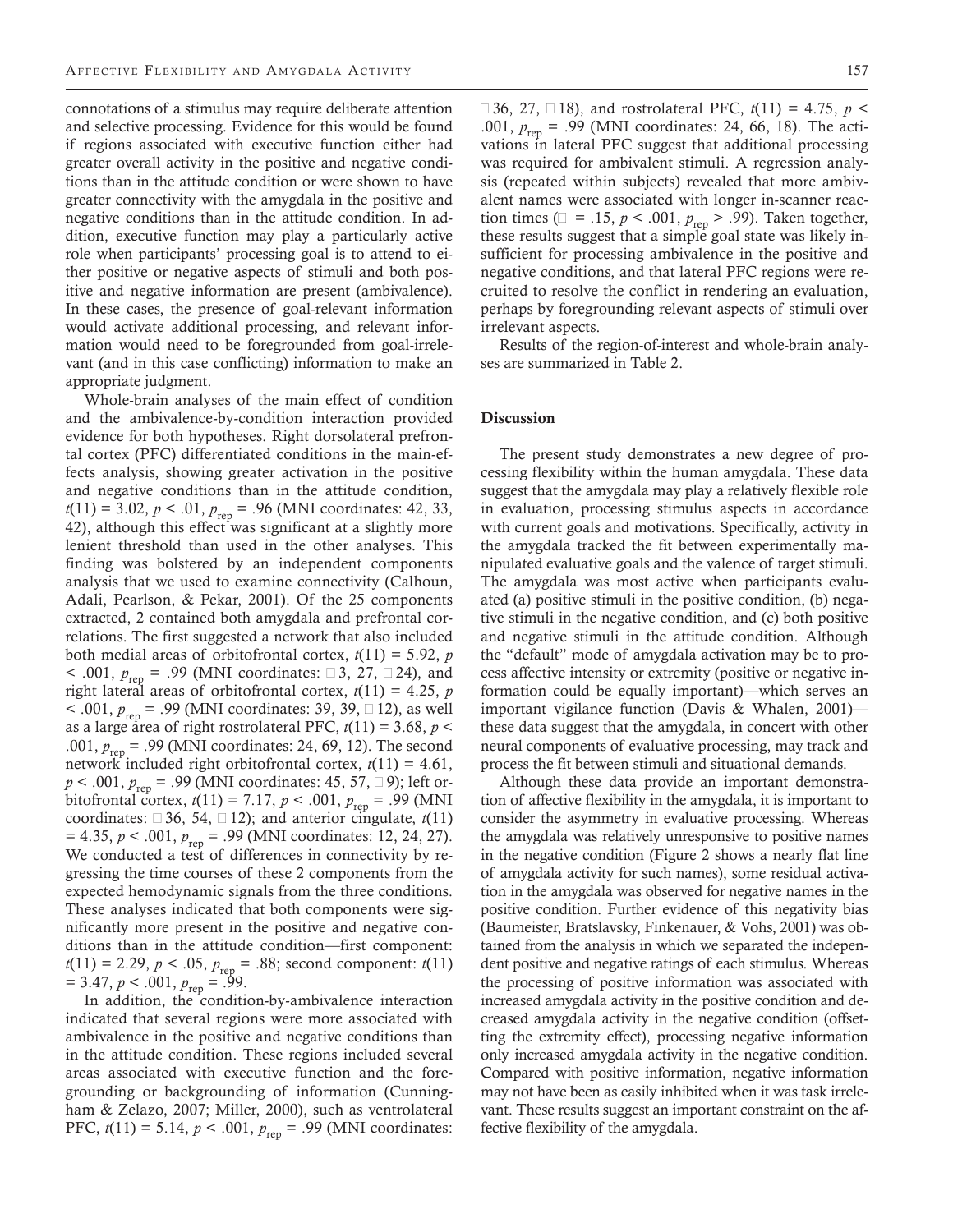connotations of a stimulus may require deliberate attention and selective processing. Evidence for this would be found if regions associated with executive function either had greater overall activity in the positive and negative conditions than in the attitude condition or were shown to have greater connectivity with the amygdala in the positive and negative conditions than in the attitude condition. In addition, executive function may play a particularly active role when participants' processing goal is to attend to either positive or negative aspects of stimuli and both positive and negative information are present (ambivalence). In these cases, the presence of goal-relevant information would activate additional processing, and relevant information would need to be foregrounded from goal-irrelevant (and in this case conflicting) information to make an appropriate judgment.

Whole-brain analyses of the main effect of condition and the ambivalence-by-condition interaction provided evidence for both hypotheses. Right dorsolateral prefrontal cortex (PFC) differentiated conditions in the main-effects analysis, showing greater activation in the positive and negative conditions than in the attitude condition, $t(11) = 3.02$, $p < .01$, $p_{rep} = .96$ (MNI coordinates: 42, 33, 42), although this effect was significant at a slightly more lenient threshold than used in the other analyses. This finding was bolstered by an independent components analysis that we used to examine connectivity (Calhoun, Adali, Pearlson, & Pekar, 2001). Of the 25 components extracted, 2 contained both amygdala and prefrontal correlations. The first suggested a network that also included both medial areas of orbitofrontal cortex, $t(11) = 5.92$, $p < .001$, $p_{rep} = .99$ (MNI coordinates: −3, 27, −24), and right lateral areas of orbitofrontal cortex, $t(11) = 4.25$, $p < .001$, $p_{rep} = .99$ (MNI coordinates: 39, 39, −12), as well as a large area of right rostrolateral PFC, $t(11) = 3.68$, $p < .001$, $p_{rep} = .99$ (MNI coordinates: 24, 69, 12). The second network included right orbitofrontal cortex, $t(11) = 4.61$, $p < .001$, $p_{rep} = .99$ (MNI coordinates: 45, 57, −9); left orbitofrontal cortex, $t(11) = 7.17$, $p < .001$, $p_{rep} = .99$ (MNI coordinates: −36, 54, −12); and anterior cingulate, $t(11) = 4.35$, $p < .001$, $p_{rep} = .99$ (MNI coordinates: 12, 24, 27). We conducted a test of differences in connectivity by regressing the time courses of these 2 components from the expected hemodynamic signals from the three conditions. These analyses indicated that both components were significantly more present in the positive and negative conditions than in the attitude condition—first component: $t(11) = 2.29$, $p < .05$, $p_{rep} = .88$; second component: $t(11) = 3.47$, $p < .001$, $p_{rep} = .99$.

In addition, the condition-by-ambivalence interaction indicated that several regions were more associated with ambivalence in the positive and negative conditions than in the attitude condition. These regions included several areas associated with executive function and the foregrounding or backgrounding of information (Cunningham & Zelazo, 2007; Miller, 2000), such as ventrolateral PFC, $t(11) = 5.14$, $p < .001$, $p_{rep} = .99$ (MNI coordinates: −36, 27, −18), and rostrolateral PFC, $t(11) = 4.75$, $p < .001$, $p_{rep} = .99$ (MNI coordinates: 24, 66, 18). The activations in lateral PFC suggest that additional processing was required for ambivalent stimuli. A regression analysis (repeated within subjects) revealed that more ambivalent names were associated with longer in-scanner reaction times ($\beta = .15$, $p < .001$, $p_{rep} > .99$). Taken together, these results suggest that a simple goal state was likely insufficient for processing ambivalence in the positive and negative conditions, and that lateral PFC regions were recruited to resolve the conflict in rendering an evaluation, perhaps by foregrounding relevant aspects of stimuli over irrelevant aspects.

Results of the region-of-interest and whole-brain analyses are summarized in Table 2.

## Discussion

The present study demonstrates a new degree of processing flexibility within the human amygdala. These data suggest that the amygdala may play a relatively flexible role in evaluation, processing stimulus aspects in accordance with current goals and motivations. Specifically, activity in the amygdala tracked the fit between experimentally manipulated evaluative goals and the valence of target stimuli. The amygdala was most active when participants evaluated (a) positive stimuli in the positive condition, (b) negative stimuli in the negative condition, and (c) both positive and negative stimuli in the attitude condition. Although the "default" mode of amygdala activation may be to process affective intensity or extremity (positive or negative information could be equally important)—which serves an important vigilance function (Davis & Whalen, 2001)—these data suggest that the amygdala, in concert with other neural components of evaluative processing, may track and process the fit between stimuli and situational demands.

Although these data provide an important demonstration of affective flexibility in the amygdala, it is important to consider the asymmetry in evaluative processing. Whereas the amygdala was relatively unresponsive to positive names in the negative condition (Figure 2 shows a nearly flat line of amygdala activity for such names), some residual activation in the amygdala was observed for negative names in the positive condition. Further evidence of this negativity bias (Baumeister, Bratslavsky, Finkenauer, & Vohs, 2001) was obtained from the analysis in which we separated the independent positive and negative ratings of each stimulus. Whereas the processing of positive information was associated with increased amygdala activity in the positive condition and decreased amygdala activity in the negative condition (offsetting the extremity effect), processing negative information only increased amygdala activity in the negative condition. Compared with positive information, negative information may not have been as easily inhibited when it was task irrelevant. These results suggest an important constraint on the affective flexibility of the amygdala.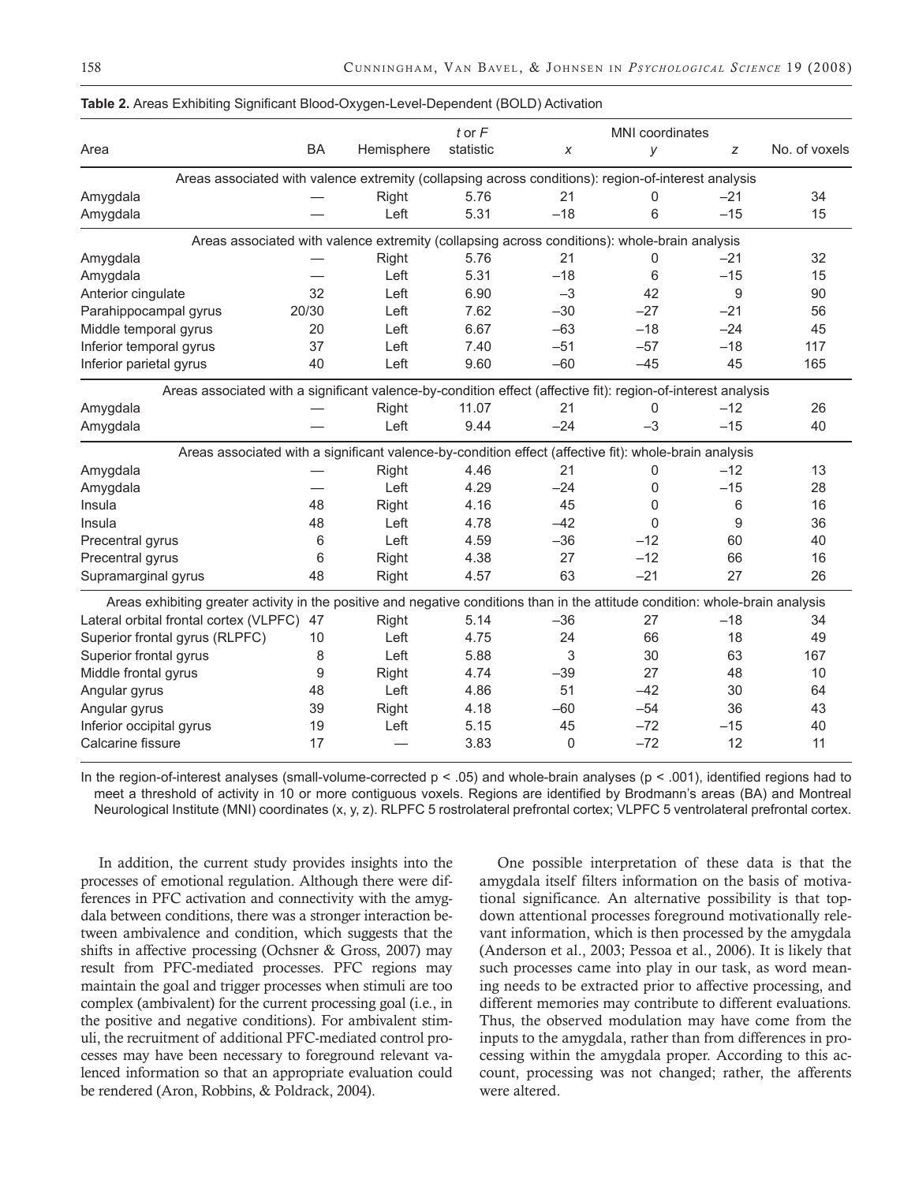**Table 2.** Areas Exhibiting Significant Blood-Oxygen-Level-Dependent (BOLD) Activation

| Area | BA | Hemisphere | *t* or *F* statistic | MNI coordinates *x* | *y* | *z* | No. of voxels |
|---|---|---|---|---|---|---|---|
| *Areas associated with valence extremity (collapsing across conditions): region-of-interest analysis* | | | | | | | |
| Amygdala | — | Right | 5.76 | 21 | 0 | −21 | 34 |
| Amygdala | — | Left | 5.31 | −18 | 6 | −15 | 15 |
| *Areas associated with valence extremity (collapsing across conditions): whole-brain analysis* | | | | | | | |
| Amygdala | — | Right | 5.76 | 21 | 0 | −21 | 32 |
| Amygdala | — | Left | 5.31 | −18 | 6 | −15 | 15 |
| Anterior cingulate | 32 | Left | 6.90 | −3 | 42 | 9 | 90 |
| Parahippocampal gyrus | 20/30 | Left | 7.62 | −30 | −27 | −21 | 56 |
| Middle temporal gyrus | 20 | Left | 6.67 | −63 | −18 | −24 | 45 |
| Inferior temporal gyrus | 37 | Left | 7.40 | −51 | −57 | −18 | 117 |
| Inferior parietal gyrus | 40 | Left | 9.60 | −60 | −45 | 45 | 165 |
| *Areas associated with a significant valence-by-condition effect (affective fit): region-of-interest analysis* | | | | | | | |
| Amygdala | — | Right | 11.07 | 21 | 0 | −12 | 26 |
| Amygdala | — | Left | 9.44 | −24 | −3 | −15 | 40 |
| *Areas associated with a significant valence-by-condition effect (affective fit): whole-brain analysis* | | | | | | | |
| Amygdala | — | Right | 4.46 | 21 | 0 | −12 | 13 |
| Amygdala | — | Left | 4.29 | −24 | 0 | −15 | 28 |
| Insula | 48 | Right | 4.16 | 45 | 0 | 6 | 16 |
| Insula | 48 | Left | 4.78 | −42 | 0 | 9 | 36 |
| Precentral gyrus | 6 | Left | 4.59 | −36 | −12 | 60 | 40 |
| Precentral gyrus | 6 | Right | 4.38 | 27 | −12 | 66 | 16 |
| Supramarginal gyrus | 48 | Right | 4.57 | 63 | −21 | 27 | 26 |
| *Areas exhibiting greater activity in the positive and negative conditions than in the attitude condition: whole-brain analysis* | | | | | | | |
| Lateral orbital frontal cortex (VLPFC) | 47 | Right | 5.14 | −36 | 27 | −18 | 34 |
| Superior frontal gyrus (RLPFC) | 10 | Left | 4.75 | 24 | 66 | 18 | 49 |
| Superior frontal gyrus | 8 | Left | 5.88 | 3 | 30 | 63 | 167 |
| Middle frontal gyrus | 9 | Right | 4.74 | −39 | 27 | 48 | 10 |
| Angular gyrus | 48 | Left | 4.86 | 51 | −42 | 30 | 64 |
| Angular gyrus | 39 | Right | 4.18 | −60 | −54 | 36 | 43 |
| Inferior occipital gyrus | 19 | Left | 5.15 | 45 | −72 | −15 | 40 |
| Calcarine fissure | 17 | — | 3.83 | 0 | −72 | 12 | 11 |

In the region-of-interest analyses (small-volume-corrected $p < .05$) and whole-brain analyses ($p < .001$), identified regions had to meet a threshold of activity in 10 or more contiguous voxels. Regions are identified by Brodmann's areas (BA) and Montreal Neurological Institute (MNI) coordinates (x, y, z). RLPFC 5 rostrolateral prefrontal cortex; VLPFC 5 ventrolateral prefrontal cortex.

In addition, the current study provides insights into the processes of emotional regulation. Although there were differences in PFC activation and connectivity with the amygdala between conditions, there was a stronger interaction between ambivalence and condition, which suggests that the shifts in affective processing (Ochsner & Gross, 2007) may result from PFC-mediated processes. PFC regions may maintain the goal and trigger processes when stimuli are too complex (ambivalent) for the current processing goal (i.e., in the positive and negative conditions). For ambivalent stimuli, the recruitment of additional PFC-mediated control processes may have been necessary to foreground relevant valenced information so that an appropriate evaluation could be rendered (Aron, Robbins, & Poldrack, 2004).

One possible interpretation of these data is that the amygdala itself filters information on the basis of motivational significance. An alternative possibility is that top-down attentional processes foreground motivationally relevant information, which is then processed by the amygdala (Anderson et al., 2003; Pessoa et al., 2006). It is likely that such processes came into play in our task, as word meaning needs to be extracted prior to affective processing, and different memories may contribute to different evaluations. Thus, the observed modulation may have come from the inputs to the amygdala, rather than from differences in processing within the amygdala proper. According to this account, processing was not changed; rather, the afferents were altered.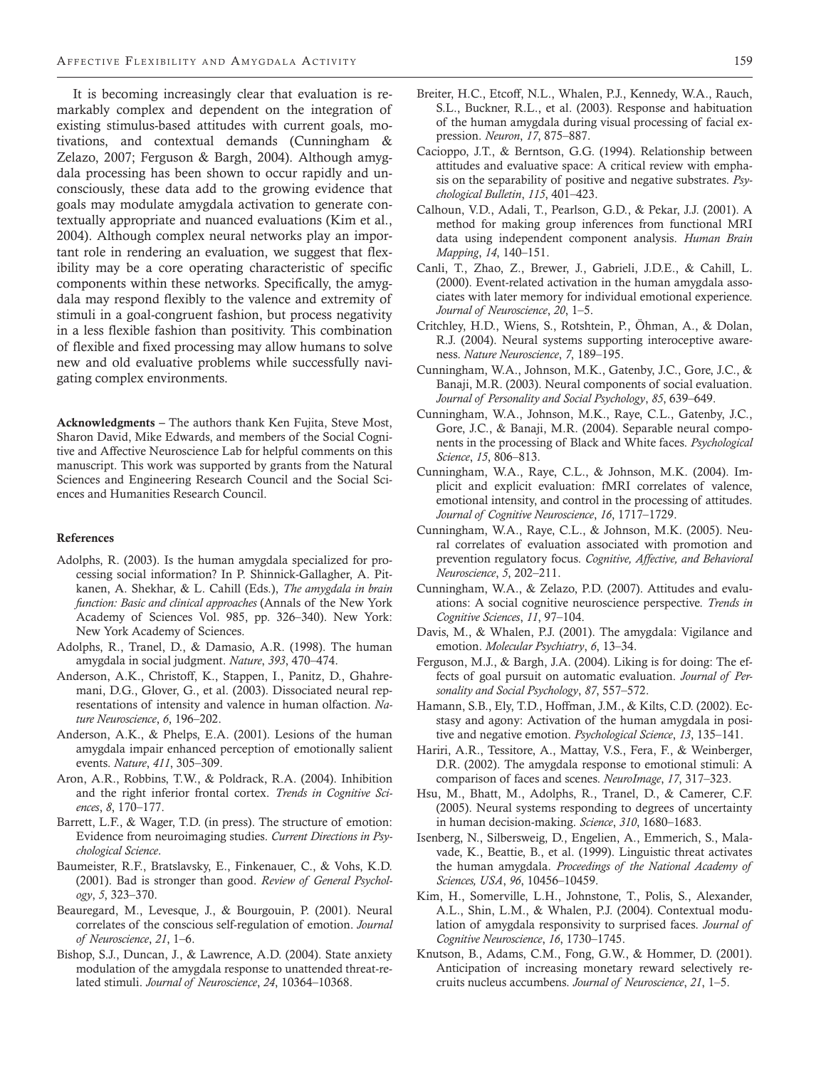It is becoming increasingly clear that evaluation is remarkably complex and dependent on the integration of existing stimulus-based attitudes with current goals, motivations, and contextual demands (Cunningham & Zelazo, 2007; Ferguson & Bargh, 2004). Although amygdala processing has been shown to occur rapidly and unconsciously, these data add to the growing evidence that goals may modulate amygdala activation to generate contextually appropriate and nuanced evaluations (Kim et al., 2004). Although complex neural networks play an important role in rendering an evaluation, we suggest that flexibility may be a core operating characteristic of specific components within these networks. Specifically, the amygdala may respond flexibly to the valence and extremity of stimuli in a goal-congruent fashion, but process negativity in a less flexible fashion than positivity. This combination of flexible and fixed processing may allow humans to solve new and old evaluative problems while successfully navigating complex environments.

**Acknowledgments** – The authors thank Ken Fujita, Steve Most, Sharon David, Mike Edwards, and members of the Social Cognitive and Affective Neuroscience Lab for helpful comments on this manuscript. This work was supported by grants from the Natural Sciences and Engineering Research Council and the Social Sciences and Humanities Research Council.

## References

Adolphs, R. (2003). Is the human amygdala specialized for processing social information? In P. Shinnick-Gallagher, A. Pitkanen, A. Shekhar, & L. Cahill (Eds.), *The amygdala in brain function: Basic and clinical approaches* (Annals of the New York Academy of Sciences Vol. 985, pp. 326–340). New York: New York Academy of Sciences.

Adolphs, R., Tranel, D., & Damasio, A.R. (1998). The human amygdala in social judgment. *Nature*, *393*, 470–474.

Anderson, A.K., Christoff, K., Stappen, I., Panitz, D., Ghahremani, D.G., Glover, G., et al. (2003). Dissociated neural representations of intensity and valence in human olfaction. *Nature Neuroscience*, *6*, 196–202.

Anderson, A.K., & Phelps, E.A. (2001). Lesions of the human amygdala impair enhanced perception of emotionally salient events. *Nature*, *411*, 305–309.

Aron, A.R., Robbins, T.W., & Poldrack, R.A. (2004). Inhibition and the right inferior frontal cortex. *Trends in Cognitive Sciences*, *8*, 170–177.

Barrett, L.F., & Wager, T.D. (in press). The structure of emotion: Evidence from neuroimaging studies. *Current Directions in Psychological Science*.

Baumeister, R.F., Bratslavsky, E., Finkenauer, C., & Vohs, K.D. (2001). Bad is stronger than good. *Review of General Psychology*, *5*, 323–370.

Beauregard, M., Levesque, J., & Bourgouin, P. (2001). Neural correlates of the conscious self-regulation of emotion. *Journal of Neuroscience*, *21*, 1–6.

Bishop, S.J., Duncan, J., & Lawrence, A.D. (2004). State anxiety modulation of the amygdala response to unattended threat-related stimuli. *Journal of Neuroscience*, *24*, 10364–10368.

Breiter, H.C., Etcoff, N.L., Whalen, P.J., Kennedy, W.A., Rauch, S.L., Buckner, R.L., et al. (2003). Response and habituation of the human amygdala during visual processing of facial expression. *Neuron*, *17*, 875–887.

Cacioppo, J.T., & Berntson, G.G. (1994). Relationship between attitudes and evaluative space: A critical review with emphasis on the separability of positive and negative substrates. *Psychological Bulletin*, *115*, 401–423.

Calhoun, V.D., Adali, T., Pearlson, G.D., & Pekar, J.J. (2001). A method for making group inferences from functional MRI data using independent component analysis. *Human Brain Mapping*, *14*, 140–151.

Canli, T., Zhao, Z., Brewer, J., Gabrieli, J.D.E., & Cahill, L. (2000). Event-related activation in the human amygdala associates with later memory for individual emotional experience. *Journal of Neuroscience*, *20*, 1–5.

Critchley, H.D., Wiens, S., Rotshtein, P., Öhman, A., & Dolan, R.J. (2004). Neural systems supporting interoceptive awareness. *Nature Neuroscience*, *7*, 189–195.

Cunningham, W.A., Johnson, M.K., Gatenby, J.C., Gore, J.C., & Banaji, M.R. (2003). Neural components of social evaluation. *Journal of Personality and Social Psychology*, *85*, 639–649.

Cunningham, W.A., Johnson, M.K., Raye, C.L., Gatenby, J.C., Gore, J.C., & Banaji, M.R. (2004). Separable neural components in the processing of Black and White faces. *Psychological Science*, *15*, 806–813.

Cunningham, W.A., Raye, C.L., & Johnson, M.K. (2004). Implicit and explicit evaluation: fMRI correlates of valence, emotional intensity, and control in the processing of attitudes. *Journal of Cognitive Neuroscience*, *16*, 1717–1729.

Cunningham, W.A., Raye, C.L., & Johnson, M.K. (2005). Neural correlates of evaluation associated with promotion and prevention regulatory focus. *Cognitive, Affective, and Behavioral Neuroscience*, *5*, 202–211.

Cunningham, W.A., & Zelazo, P.D. (2007). Attitudes and evaluations: A social cognitive neuroscience perspective. *Trends in Cognitive Sciences*, *11*, 97–104.

Davis, M., & Whalen, P.J. (2001). The amygdala: Vigilance and emotion. *Molecular Psychiatry*, *6*, 13–34.

Ferguson, M.J., & Bargh, J.A. (2004). Liking is for doing: The effects of goal pursuit on automatic evaluation. *Journal of Personality and Social Psychology*, *87*, 557–572.

Hamann, S.B., Ely, T.D., Hoffman, J.M., & Kilts, C.D. (2002). Ecstasy and agony: Activation of the human amygdala in positive and negative emotion. *Psychological Science*, *13*, 135–141.

Hariri, A.R., Tessitore, A., Mattay, V.S., Fera, F., & Weinberger, D.R. (2002). The amygdala response to emotional stimuli: A comparison of faces and scenes. *NeuroImage*, *17*, 317–323.

Hsu, M., Bhatt, M., Adolphs, R., Tranel, D., & Camerer, C.F. (2005). Neural systems responding to degrees of uncertainty in human decision-making. *Science*, *310*, 1680–1683.

Isenberg, N., Silbersweig, D., Engelien, A., Emmerich, S., Malavade, K., Beattie, B., et al. (1999). Linguistic threat activates the human amygdala. *Proceedings of the National Academy of Sciences, USA*, *96*, 10456–10459.

Kim, H., Somerville, L.H., Johnstone, T., Polis, S., Alexander, A.L., Shin, L.M., & Whalen, P.J. (2004). Contextual modulation of amygdala responsivity to surprised faces. *Journal of Cognitive Neuroscience*, *16*, 1730–1745.

Knutson, B., Adams, C.M., Fong, G.W., & Hommer, D. (2001). Anticipation of increasing monetary reward selectively recruits nucleus accumbens. *Journal of Neuroscience*, *21*, 1–5.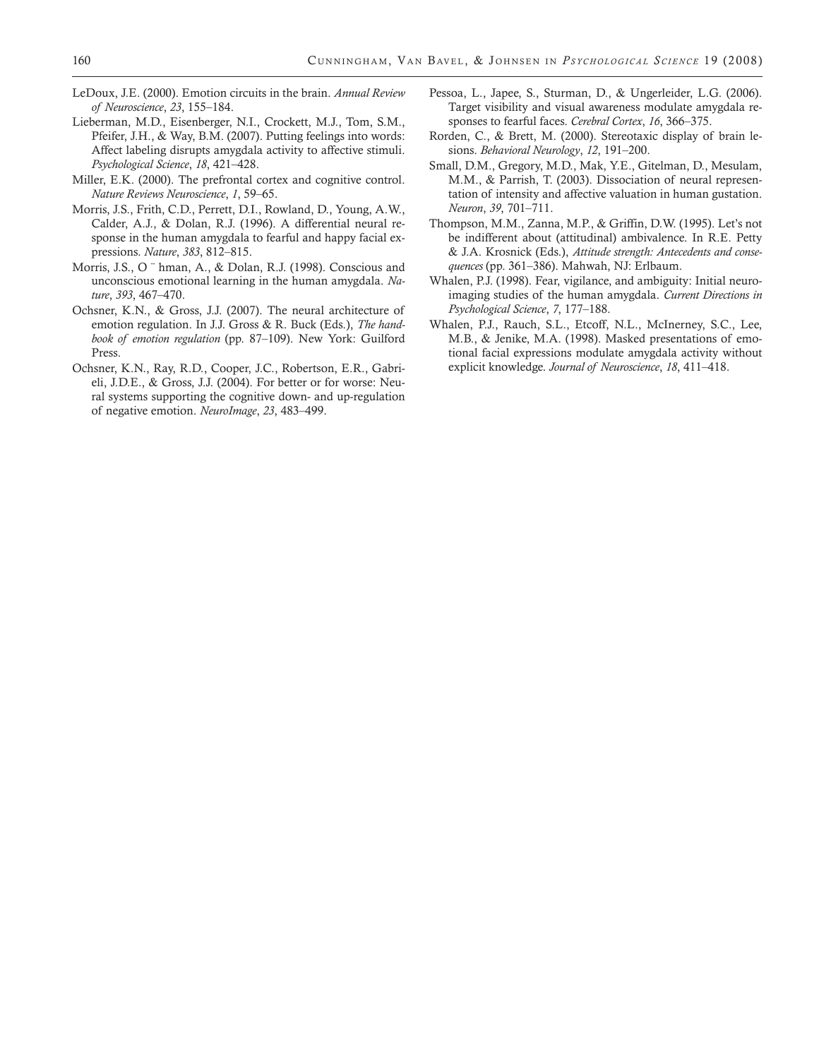LeDoux, J.E. (2000). Emotion circuits in the brain. *Annual Review of Neuroscience*, *23*, 155–184.

Lieberman, M.D., Eisenberger, N.I., Crockett, M.J., Tom, S.M., Pfeifer, J.H., & Way, B.M. (2007). Putting feelings into words: Affect labeling disrupts amygdala activity to affective stimuli. *Psychological Science*, *18*, 421–428.

Miller, E.K. (2000). The prefrontal cortex and cognitive control. *Nature Reviews Neuroscience*, *1*, 59–65.

Morris, J.S., Frith, C.D., Perrett, D.I., Rowland, D., Young, A.W., Calder, A.J., & Dolan, R.J. (1996). A differential neural response in the human amygdala to fearful and happy facial expressions. *Nature*, *383*, 812–815.

Morris, J.S., O ̈ hman, A., & Dolan, R.J. (1998). Conscious and unconscious emotional learning in the human amygdala. *Nature*, *393*, 467–470.

Ochsner, K.N., & Gross, J.J. (2007). The neural architecture of emotion regulation. In J.J. Gross & R. Buck (Eds.), *The handbook of emotion regulation* (pp. 87–109). New York: Guilford Press.

Ochsner, K.N., Ray, R.D., Cooper, J.C., Robertson, E.R., Gabrieli, J.D.E., & Gross, J.J. (2004). For better or for worse: Neural systems supporting the cognitive down- and up-regulation of negative emotion. *NeuroImage*, *23*, 483–499.

Pessoa, L., Japee, S., Sturman, D., & Ungerleider, L.G. (2006). Target visibility and visual awareness modulate amygdala responses to fearful faces. *Cerebral Cortex*, *16*, 366–375.

Rorden, C., & Brett, M. (2000). Stereotaxic display of brain lesions. *Behavioral Neurology*, *12*, 191–200.

Small, D.M., Gregory, M.D., Mak, Y.E., Gitelman, D., Mesulam, M.M., & Parrish, T. (2003). Dissociation of neural representation of intensity and affective valuation in human gustation. *Neuron*, *39*, 701–711.

Thompson, M.M., Zanna, M.P., & Griffin, D.W. (1995). Let's not be indifferent about (attitudinal) ambivalence. In R.E. Petty & J.A. Krosnick (Eds.), *Attitude strength: Antecedents and consequences* (pp. 361–386). Mahwah, NJ: Erlbaum.

Whalen, P.J. (1998). Fear, vigilance, and ambiguity: Initial neuroimaging studies of the human amygdala. *Current Directions in Psychological Science*, *7*, 177–188.

Whalen, P.J., Rauch, S.L., Etcoff, N.L., McInerney, S.C., Lee, M.B., & Jenike, M.A. (1998). Masked presentations of emotional facial expressions modulate amygdala activity without explicit knowledge. *Journal of Neuroscience*, *18*, 411–418.